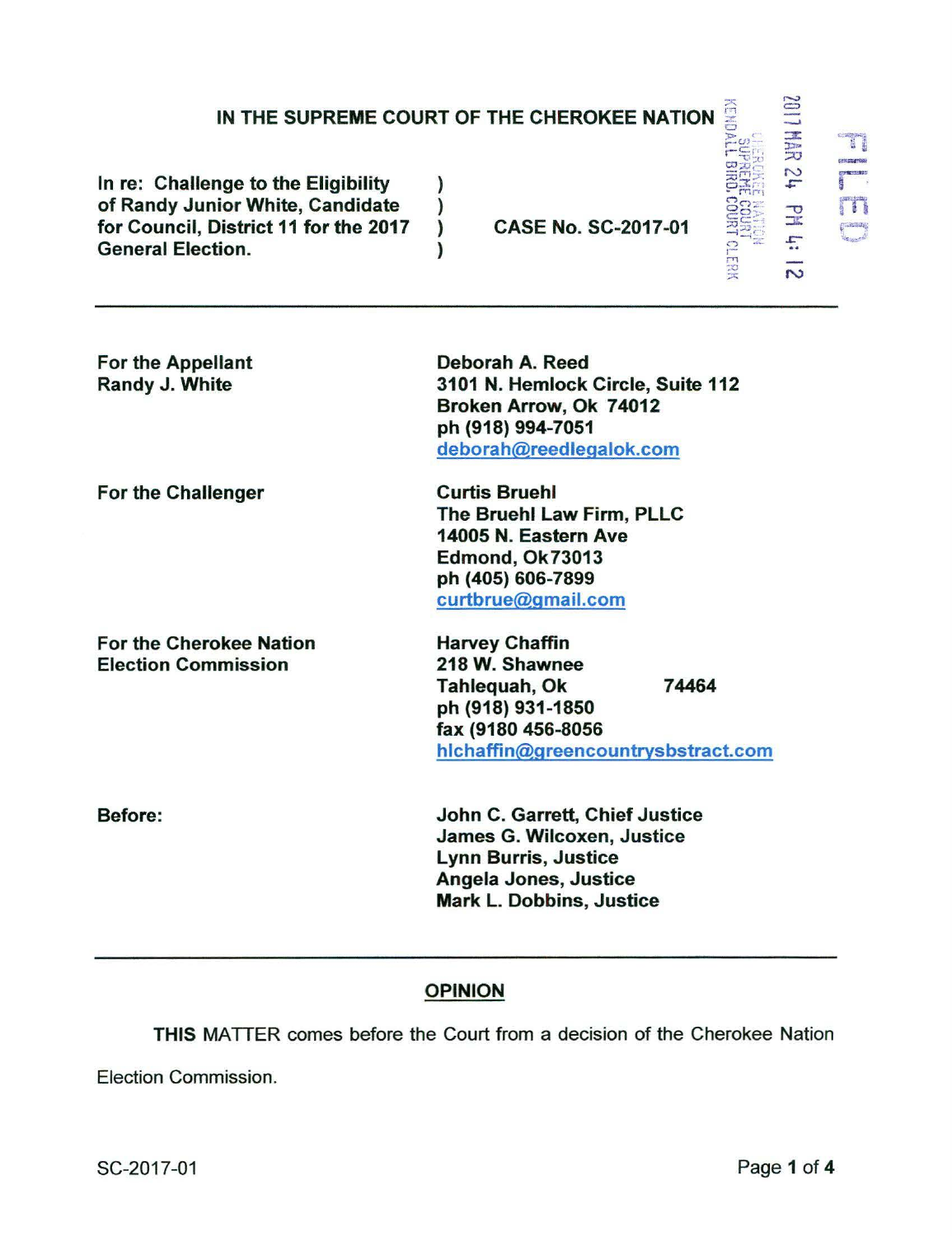# IN THE SUPREME COURT OF THE CHEROKEE NATION

FILED
2017 MAR 24 PM 4:12
CHEROKEE NATION
SUPREME COURT
KENDALL BIRD, COURT CLERK

| | | |
|---|---|---|
| In re: Challenge to the Eligibility of Randy Junior White, Candidate for Council, District 11 for the 2017 General Election. | ) ) ) ) | CASE No. SC-2017-01 |

---

| | |
|---|---|
| **For the Appellant Randy J. White** | **Deborah A. Reed**<br>**3101 N. Hemlock Circle, Suite 112**<br>**Broken Arrow, Ok 74012**<br>**ph (918) 994-7051**<br>**deborah@reedlegalok.com** |
| **For the Challenger** | **Curtis Bruehl**<br>**The Bruehl Law Firm, PLLC**<br>**14005 N. Eastern Ave**<br>**Edmond, Ok73013**<br>**ph (405) 606-7899**<br>**curtbrue@gmail.com** |
| **For the Cherokee Nation Election Commission** | **Harvey Chaffin**<br>**218 W. Shawnee**<br>**Tahlequah, Ok 74464**<br>**ph (918) 931-1850**<br>**fax (9180 456-8056**<br>**hlchaffin@greencountrysbstract.com** |
| **Before:** | **John C. Garrett, Chief Justice**<br>**James G. Wilcoxen, Justice**<br>**Lynn Burris, Justice**<br>**Angela Jones, Justice**<br>**Mark L. Dobbins, Justice** |

---

## OPINION

**THIS** MATTER comes before the Court from a decision of the Cherokee Nation Election Commission.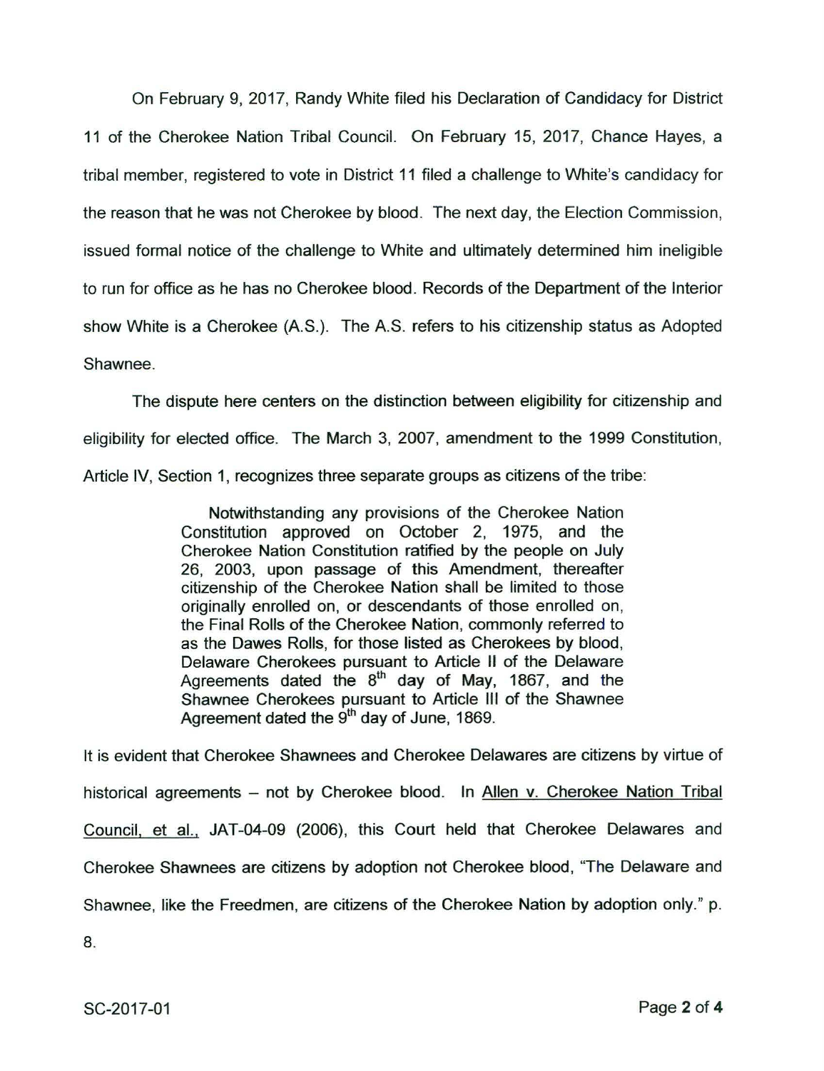On February 9, 2017, Randy White filed his Declaration of Candidacy for District 11 of the Cherokee Nation Tribal Council. On February 15, 2017, Chance Hayes, a tribal member, registered to vote in District 11 filed a challenge to White's candidacy for the reason that he was not Cherokee by blood. The next day, the Election Commission, issued formal notice of the challenge to White and ultimately determined him ineligible to run for office as he has no Cherokee blood. Records of the Department of the Interior show White is a Cherokee (A.S.). The A.S. refers to his citizenship status as Adopted Shawnee.

The dispute here centers on the distinction between eligibility for citizenship and eligibility for elected office. The March 3, 2007, amendment to the 1999 Constitution, Article IV, Section 1, recognizes three separate groups as citizens of the tribe:

> Notwithstanding any provisions of the Cherokee Nation Constitution approved on October 2, 1975, and the Cherokee Nation Constitution ratified by the people on July 26, 2003, upon passage of this Amendment, thereafter citizenship of the Cherokee Nation shall be limited to those originally enrolled on, or descendants of those enrolled on, the Final Rolls of the Cherokee Nation, commonly referred to as the Dawes Rolls, for those listed as Cherokees by blood, Delaware Cherokees pursuant to Article II of the Delaware Agreements dated the 8th day of May, 1867, and the Shawnee Cherokees pursuant to Article III of the Shawnee Agreement dated the 9th day of June, 1869.

It is evident that Cherokee Shawnees and Cherokee Delawares are citizens by virtue of historical agreements – not by Cherokee blood. In Allen v. Cherokee Nation Tribal Council, et al., JAT-04-09 (2006), this Court held that Cherokee Delawares and Cherokee Shawnees are citizens by adoption not Cherokee blood, "The Delaware and Shawnee, like the Freedmen, are citizens of the Cherokee Nation by adoption only." p. 8.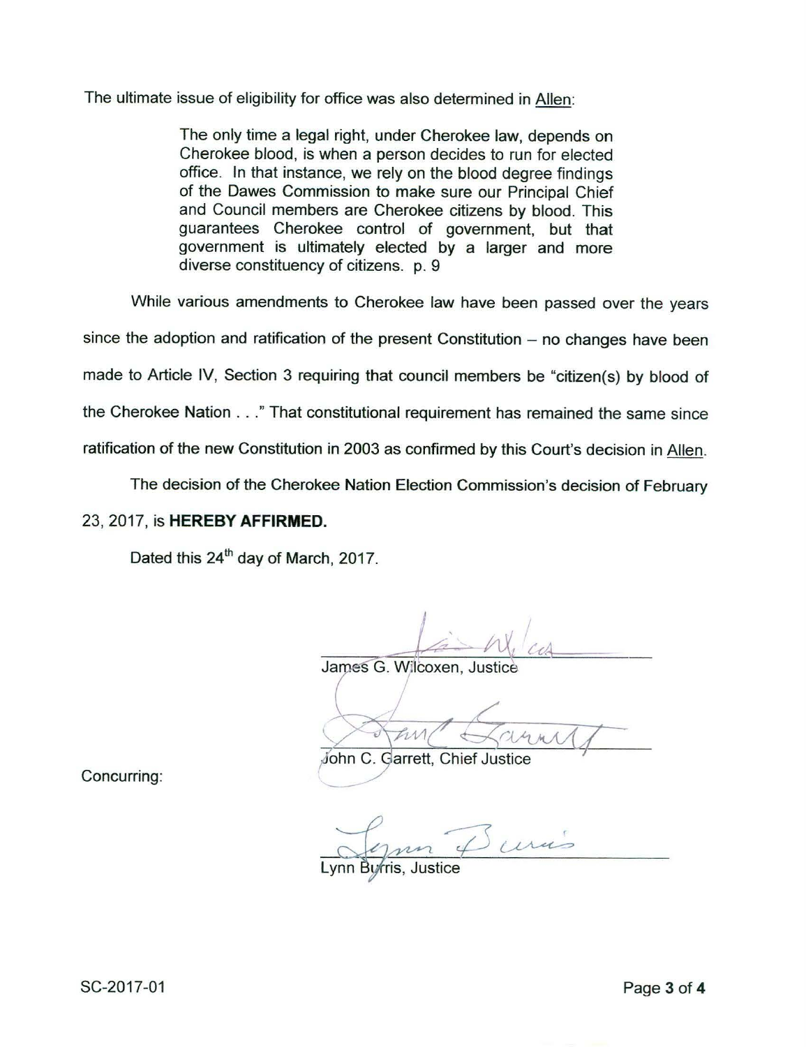The ultimate issue of eligibility for office was also determined in Allen:

> The only time a legal right, under Cherokee law, depends on Cherokee blood, is when a person decides to run for elected office. In that instance, we rely on the blood degree findings of the Dawes Commission to make sure our Principal Chief and Council members are Cherokee citizens by blood. This guarantees Cherokee control of government, but that government is ultimately elected by a larger and more diverse constituency of citizens. p. 9

While various amendments to Cherokee law have been passed over the years since the adoption and ratification of the present Constitution – no changes have been made to Article IV, Section 3 requiring that council members be "citizen(s) by blood of the Cherokee Nation . . ." That constitutional requirement has remained the same since ratification of the new Constitution in 2003 as confirmed by this Court's decision in Allen.

The decision of the Cherokee Nation Election Commission's decision of February 23, 2017, is **HEREBY AFFIRMED.**

Dated this 24th day of March, 2017.

James G. Wilcoxen, Justice

John C. Garrett, Chief Justice

Concurring:

Lynn Burris, Justice

SC-2017-01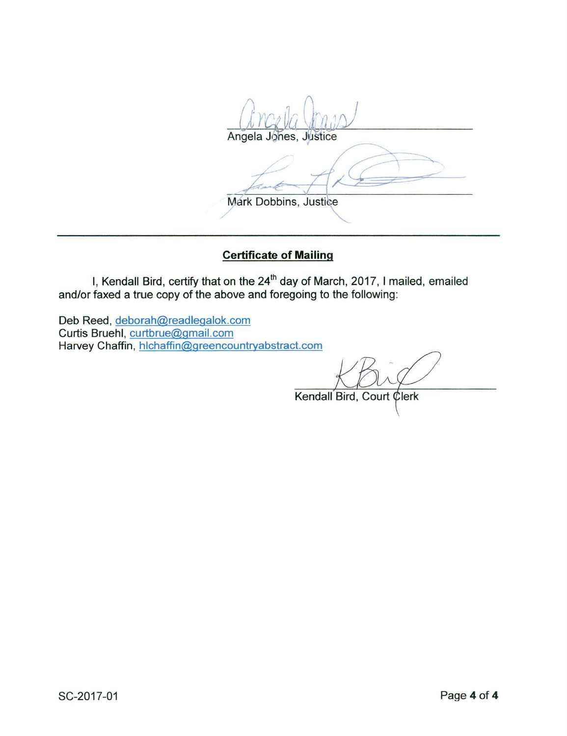Angela Jones, Justice

Mark Dobbins, Justice

---

**Certificate of Mailing**

I, Kendall Bird, certify that on the 24th day of March, 2017, I mailed, emailed and/or faxed a true copy of the above and foregoing to the following:

Deb Reed, deborah@readlegalok.com
Curtis Bruehl, curtbrue@gmail.com
Harvey Chaffin, hlchaffin@greencountryabstract.com

Kendall Bird, Court Clerk

SC-2017-01